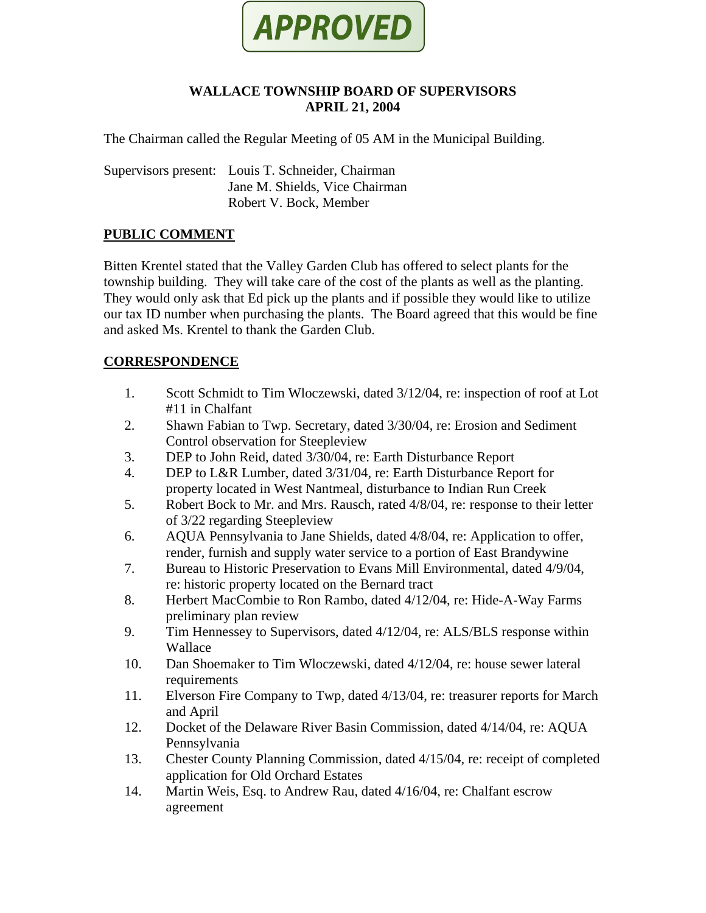**APPROVED**

# WALLACE TOWNSHIP BOARD OF SUPERVISORS
## APRIL 21, 2004

The Chairman called the Regular Meeting of 05 AM in the Municipal Building.

Supervisors present: Louis T. Schneider, Chairman
Jane M. Shields, Vice Chairman
Robert V. Bock, Member

## PUBLIC COMMENT

Bitten Krentel stated that the Valley Garden Club has offered to select plants for the township building. They will take care of the cost of the plants as well as the planting. They would only ask that Ed pick up the plants and if possible they would like to utilize our tax ID number when purchasing the plants. The Board agreed that this would be fine and asked Ms. Krentel to thank the Garden Club.

## CORRESPONDENCE

1. Scott Schmidt to Tim Wloczewski, dated 3/12/04, re: inspection of roof at Lot #11 in Chalfant
2. Shawn Fabian to Twp. Secretary, dated 3/30/04, re: Erosion and Sediment Control observation for Steepleview
3. DEP to John Reid, dated 3/30/04, re: Earth Disturbance Report
4. DEP to L&R Lumber, dated 3/31/04, re: Earth Disturbance Report for property located in West Nantmeal, disturbance to Indian Run Creek
5. Robert Bock to Mr. and Mrs. Rausch, rated 4/8/04, re: response to their letter of 3/22 regarding Steepleview
6. AQUA Pennsylvania to Jane Shields, dated 4/8/04, re: Application to offer, render, furnish and supply water service to a portion of East Brandywine
7. Bureau to Historic Preservation to Evans Mill Environmental, dated 4/9/04, re: historic property located on the Bernard tract
8. Herbert MacCombie to Ron Rambo, dated 4/12/04, re: Hide-A-Way Farms preliminary plan review
9. Tim Hennessey to Supervisors, dated 4/12/04, re: ALS/BLS response within Wallace
10. Dan Shoemaker to Tim Wloczewski, dated 4/12/04, re: house sewer lateral requirements
11. Elverson Fire Company to Twp, dated 4/13/04, re: treasurer reports for March and April
12. Docket of the Delaware River Basin Commission, dated 4/14/04, re: AQUA Pennsylvania
13. Chester County Planning Commission, dated 4/15/04, re: receipt of completed application for Old Orchard Estates
14. Martin Weis, Esq. to Andrew Rau, dated 4/16/04, re: Chalfant escrow agreement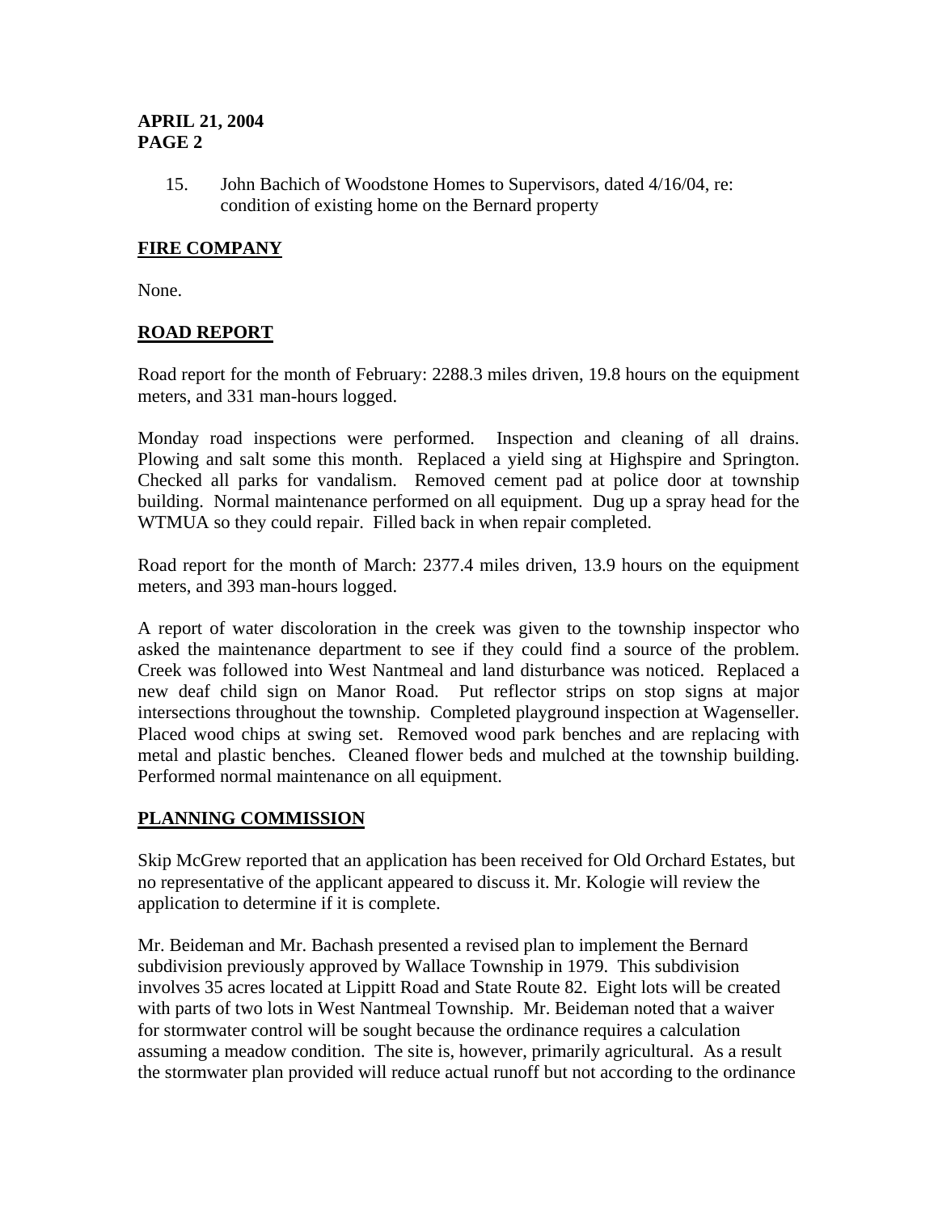15. John Bachich of Woodstone Homes to Supervisors, dated 4/16/04, re: condition of existing home on the Bernard property

## FIRE COMPANY

None.

## ROAD REPORT

Road report for the month of February: 2288.3 miles driven, 19.8 hours on the equipment meters, and 331 man-hours logged.

Monday road inspections were performed. Inspection and cleaning of all drains. Plowing and salt some this month. Replaced a yield sing at Highspire and Springton. Checked all parks for vandalism. Removed cement pad at police door at township building. Normal maintenance performed on all equipment. Dug up a spray head for the WTMUA so they could repair. Filled back in when repair completed.

Road report for the month of March: 2377.4 miles driven, 13.9 hours on the equipment meters, and 393 man-hours logged.

A report of water discoloration in the creek was given to the township inspector who asked the maintenance department to see if they could find a source of the problem. Creek was followed into West Nantmeal and land disturbance was noticed. Replaced a new deaf child sign on Manor Road. Put reflector strips on stop signs at major intersections throughout the township. Completed playground inspection at Wagenseller. Placed wood chips at swing set. Removed wood park benches and are replacing with metal and plastic benches. Cleaned flower beds and mulched at the township building. Performed normal maintenance on all equipment.

## PLANNING COMMISSION

Skip McGrew reported that an application has been received for Old Orchard Estates, but no representative of the applicant appeared to discuss it. Mr. Kologie will review the application to determine if it is complete.

Mr. Beideman and Mr. Bachash presented a revised plan to implement the Bernard subdivision previously approved by Wallace Township in 1979. This subdivision involves 35 acres located at Lippitt Road and State Route 82. Eight lots will be created with parts of two lots in West Nantmeal Township. Mr. Beideman noted that a waiver for stormwater control will be sought because the ordinance requires a calculation assuming a meadow condition. The site is, however, primarily agricultural. As a result the stormwater plan provided will reduce actual runoff but not according to the ordinance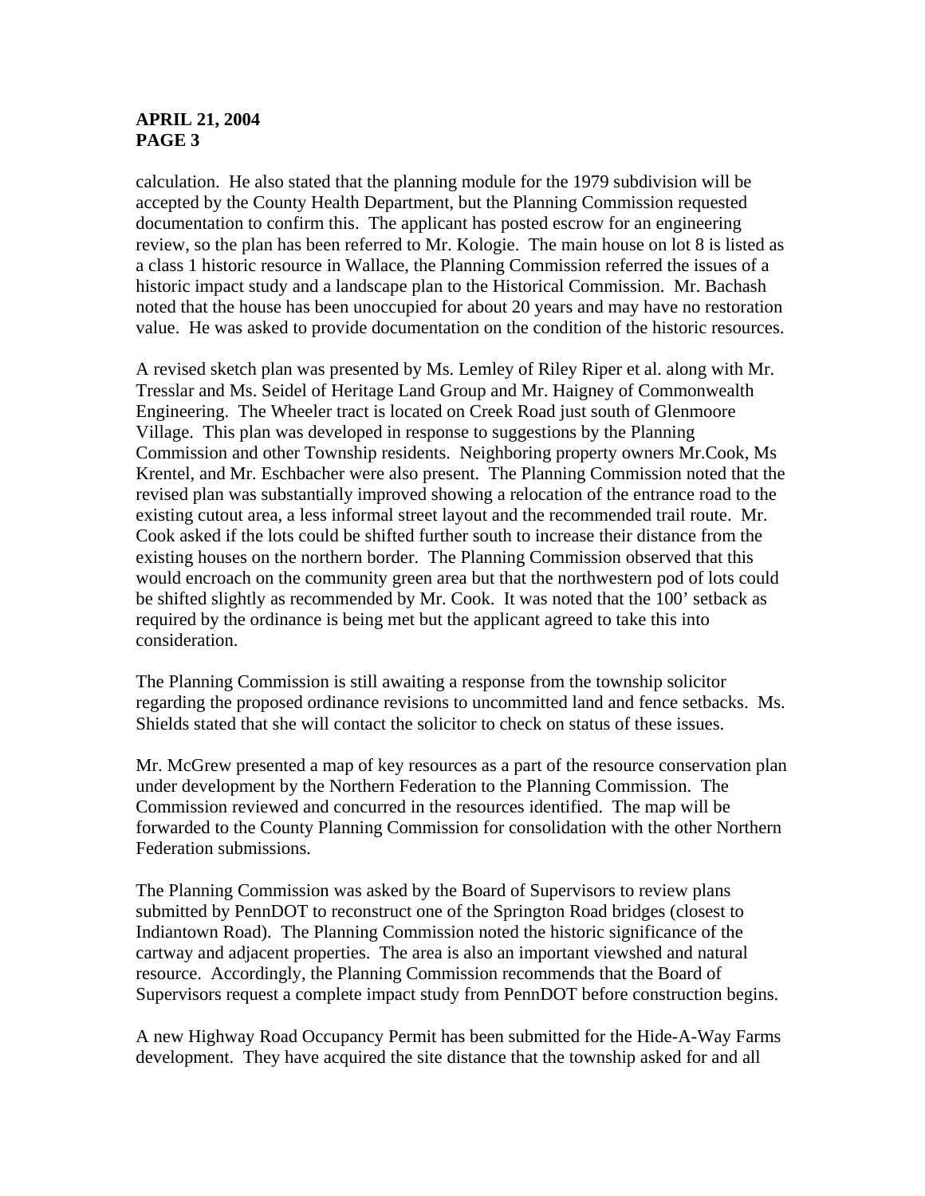calculation. He also stated that the planning module for the 1979 subdivision will be accepted by the County Health Department, but the Planning Commission requested documentation to confirm this. The applicant has posted escrow for an engineering review, so the plan has been referred to Mr. Kologie. The main house on lot 8 is listed as a class 1 historic resource in Wallace, the Planning Commission referred the issues of a historic impact study and a landscape plan to the Historical Commission. Mr. Bachash noted that the house has been unoccupied for about 20 years and may have no restoration value. He was asked to provide documentation on the condition of the historic resources.

A revised sketch plan was presented by Ms. Lemley of Riley Riper et al. along with Mr. Tresslar and Ms. Seidel of Heritage Land Group and Mr. Haigney of Commonwealth Engineering. The Wheeler tract is located on Creek Road just south of Glenmoore Village. This plan was developed in response to suggestions by the Planning Commission and other Township residents. Neighboring property owners Mr.Cook, Ms Krentel, and Mr. Eschbacher were also present. The Planning Commission noted that the revised plan was substantially improved showing a relocation of the entrance road to the existing cutout area, a less informal street layout and the recommended trail route. Mr. Cook asked if the lots could be shifted further south to increase their distance from the existing houses on the northern border. The Planning Commission observed that this would encroach on the community green area but that the northwestern pod of lots could be shifted slightly as recommended by Mr. Cook. It was noted that the 100' setback as required by the ordinance is being met but the applicant agreed to take this into consideration.

The Planning Commission is still awaiting a response from the township solicitor regarding the proposed ordinance revisions to uncommitted land and fence setbacks. Ms. Shields stated that she will contact the solicitor to check on status of these issues.

Mr. McGrew presented a map of key resources as a part of the resource conservation plan under development by the Northern Federation to the Planning Commission. The Commission reviewed and concurred in the resources identified. The map will be forwarded to the County Planning Commission for consolidation with the other Northern Federation submissions.

The Planning Commission was asked by the Board of Supervisors to review plans submitted by PennDOT to reconstruct one of the Springton Road bridges (closest to Indiantown Road). The Planning Commission noted the historic significance of the cartway and adjacent properties. The area is also an important viewshed and natural resource. Accordingly, the Planning Commission recommends that the Board of Supervisors request a complete impact study from PennDOT before construction begins.

A new Highway Road Occupancy Permit has been submitted for the Hide-A-Way Farms development. They have acquired the site distance that the township asked for and all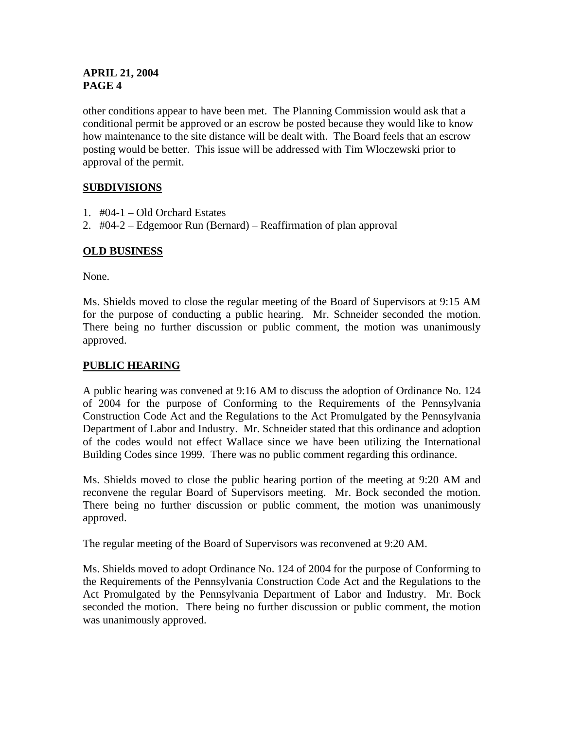other conditions appear to have been met. The Planning Commission would ask that a conditional permit be approved or an escrow be posted because they would like to know how maintenance to the site distance will be dealt with. The Board feels that an escrow posting would be better. This issue will be addressed with Tim Wloczewski prior to approval of the permit.

## SUBDIVISIONS

1. #04-1 – Old Orchard Estates
2. #04-2 – Edgemoor Run (Bernard) – Reaffirmation of plan approval

## OLD BUSINESS

None.

Ms. Shields moved to close the regular meeting of the Board of Supervisors at 9:15 AM for the purpose of conducting a public hearing. Mr. Schneider seconded the motion. There being no further discussion or public comment, the motion was unanimously approved.

## PUBLIC HEARING

A public hearing was convened at 9:16 AM to discuss the adoption of Ordinance No. 124 of 2004 for the purpose of Conforming to the Requirements of the Pennsylvania Construction Code Act and the Regulations to the Act Promulgated by the Pennsylvania Department of Labor and Industry. Mr. Schneider stated that this ordinance and adoption of the codes would not effect Wallace since we have been utilizing the International Building Codes since 1999. There was no public comment regarding this ordinance.

Ms. Shields moved to close the public hearing portion of the meeting at 9:20 AM and reconvene the regular Board of Supervisors meeting. Mr. Bock seconded the motion. There being no further discussion or public comment, the motion was unanimously approved.

The regular meeting of the Board of Supervisors was reconvened at 9:20 AM.

Ms. Shields moved to adopt Ordinance No. 124 of 2004 for the purpose of Conforming to the Requirements of the Pennsylvania Construction Code Act and the Regulations to the Act Promulgated by the Pennsylvania Department of Labor and Industry. Mr. Bock seconded the motion. There being no further discussion or public comment, the motion was unanimously approved.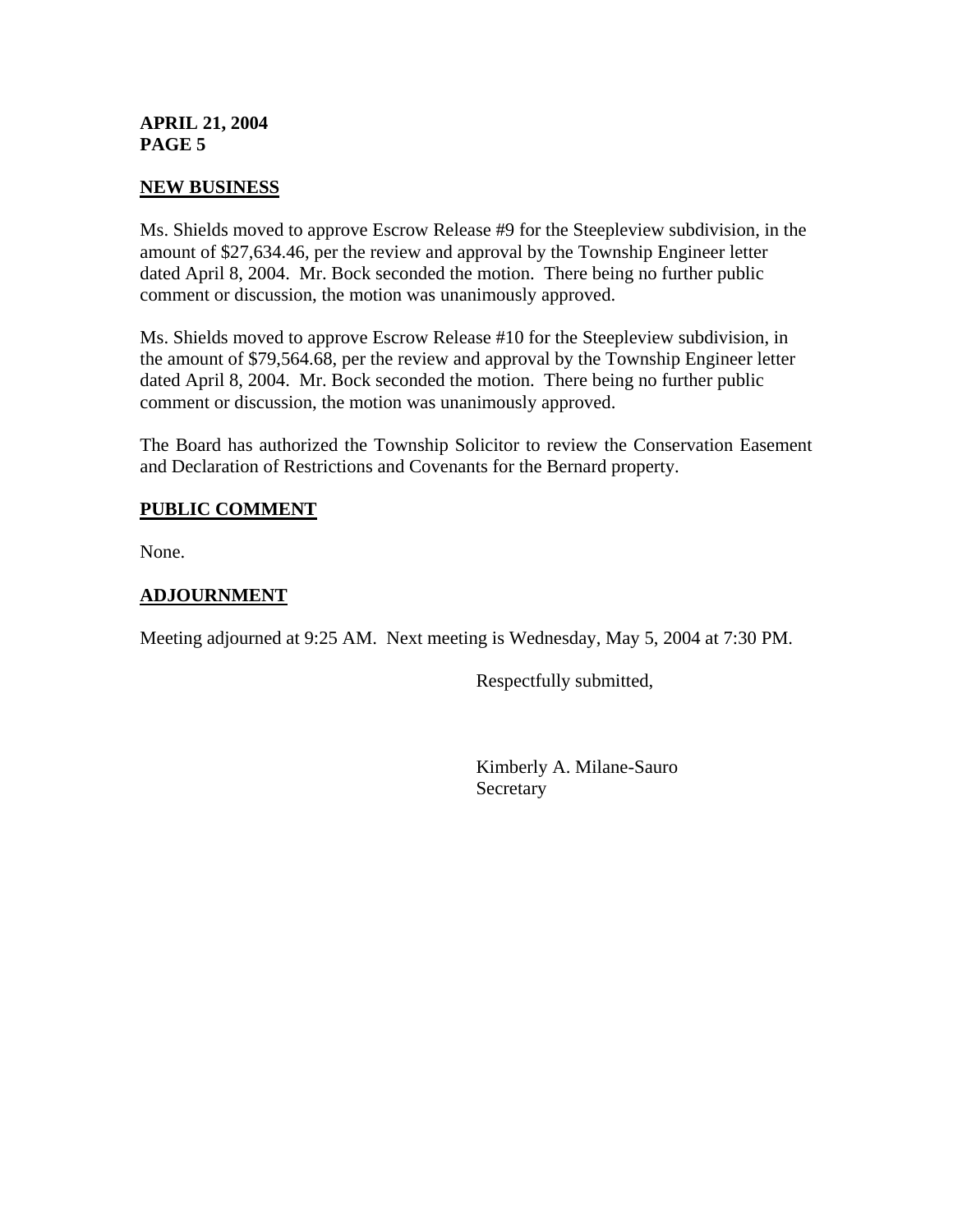## NEW BUSINESS

Ms. Shields moved to approve Escrow Release #9 for the Steepleview subdivision, in the amount of $27,634.46, per the review and approval by the Township Engineer letter dated April 8, 2004. Mr. Bock seconded the motion. There being no further public comment or discussion, the motion was unanimously approved.

Ms. Shields moved to approve Escrow Release #10 for the Steepleview subdivision, in the amount of $79,564.68, per the review and approval by the Township Engineer letter dated April 8, 2004. Mr. Bock seconded the motion. There being no further public comment or discussion, the motion was unanimously approved.

The Board has authorized the Township Solicitor to review the Conservation Easement and Declaration of Restrictions and Covenants for the Bernard property.

## PUBLIC COMMENT

None.

## ADJOURNMENT

Meeting adjourned at 9:25 AM. Next meeting is Wednesday, May 5, 2004 at 7:30 PM.

Respectfully submitted,

Kimberly A. Milane-Sauro
Secretary